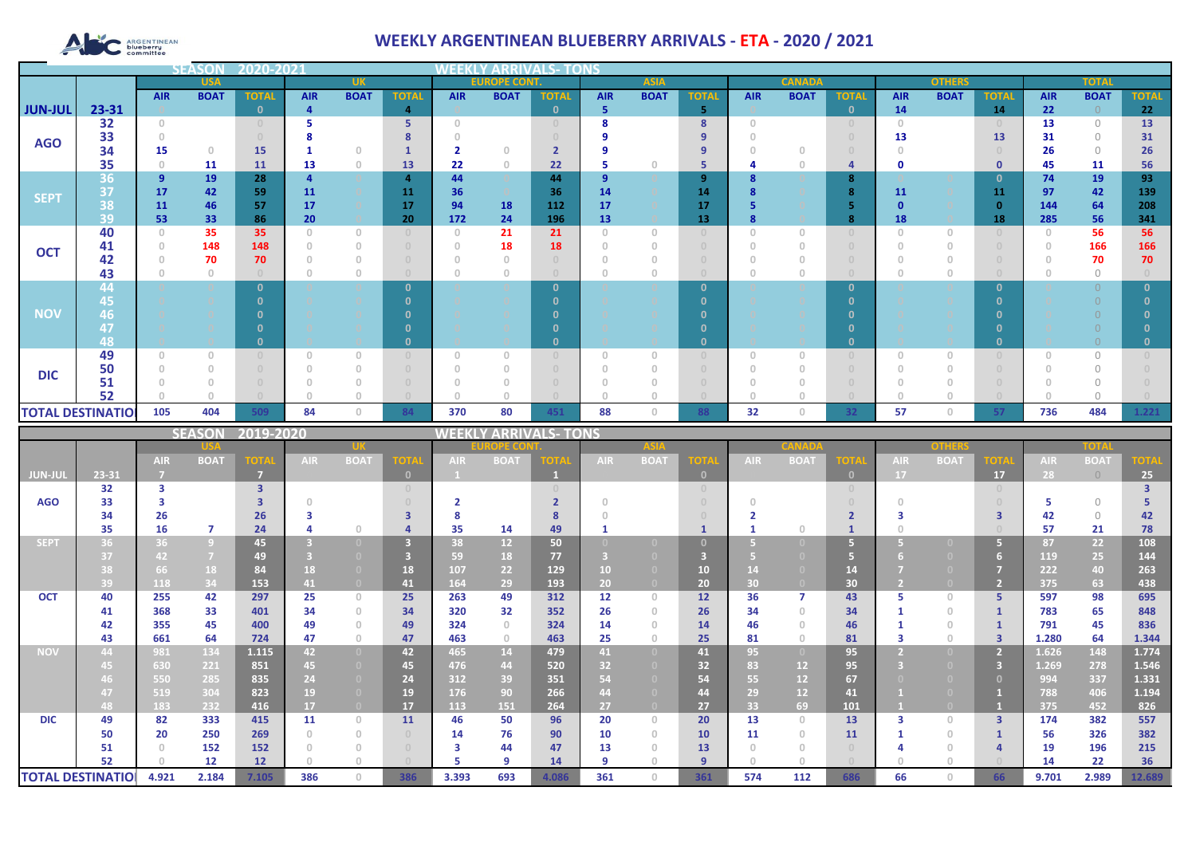# WEEKLY ARGENTINEAN BLUEBERRY ARRIVALS - ETA - 2020 / 2021

## SEASON 2020-2021 — WEEKLY ARRIVALS - TONS

| | | USA | | | UK | | | EUROPE CONT. | | | ASIA | | | CANADA | | | OTHERS | | | TOTAL | | |
|---|---|---|---|---|---|---|---|---|---|---|---|---|---|---|---|---|---|---|---|---|---|---|
| | | AIR | BOAT | TOTAL | AIR | BOAT | TOTAL | AIR | BOAT | TOTAL | AIR | BOAT | TOTAL | AIR | BOAT | TOTAL | AIR | BOAT | TOTAL | AIR | BOAT | TOTAL |
| JUN-JUL | 23-31 | 0 | | 0 | 4 | | 4 | 0 | | 0 | 5 | | 5 | 0 | | 0 | 14 | | 14 | 22 | 0 | 22 |
| AGO | 32 | 0 | | 0 | 5 | | 5 | 0 | | 0 | 8 | | 8 | 0 | | 0 | 0 | | 0 | 13 | 0 | 13 |
| | 33 | 0 | | 0 | 8 | | 8 | 0 | | 0 | 9 | | 9 | 0 | | 0 | 13 | | 13 | 31 | 0 | 31 |
| | 34 | 15 | 0 | 15 | 1 | 0 | 1 | 2 | 0 | 2 | 9 | | 9 | 0 | 0 | 0 | 0 | | 0 | 26 | 0 | 26 |
| | 35 | 0 | 11 | 11 | 13 | 0 | 13 | 22 | 0 | 22 | 5 | 0 | 5 | 4 | 0 | 4 | 0 | | 0 | 45 | 11 | 56 |
| SEPT | 36 | 9 | 19 | 28 | 4 | 0 | 4 | 44 | 0 | 44 | 9 | 0 | 9 | 8 | 0 | 8 | | 0 | 0 | 74 | 19 | 93 |
| | 37 | 17 | 42 | 59 | 11 | 0 | 11 | 36 | 0 | 36 | 14 | 0 | 14 | 8 | 0 | 8 | 11 | 0 | 11 | 97 | 42 | 139 |
| | 38 | 11 | 46 | 57 | 17 | 0 | 17 | 94 | 18 | 112 | 17 | 0 | 17 | 5 | 0 | 5 | 0 | 0 | 0 | 144 | 64 | 208 |
| | 39 | 53 | 33 | 86 | 20 | 0 | 20 | 172 | 24 | 196 | 13 | 0 | 13 | 8 | 0 | 8 | 18 | 0 | 18 | 285 | 56 | 341 |
| OCT | 40 | 0 | 35 | 35 | 0 | 0 | 0 | 0 | 21 | 21 | 0 | 0 | 0 | 0 | 0 | 0 | 0 | 0 | 0 | 0 | 56 | 56 |
| | 41 | 0 | 148 | 148 | 0 | 0 | 0 | 0 | 18 | 18 | 0 | 0 | 0 | 0 | 0 | 0 | 0 | 0 | 0 | 0 | 166 | 166 |
| | 42 | 0 | 70 | 70 | 0 | 0 | 0 | 0 | 0 | 0 | 0 | 0 | 0 | 0 | 0 | 0 | 0 | 0 | 0 | 0 | 70 | 70 |
| | 43 | 0 | 0 | 0 | 0 | 0 | 0 | 0 | 0 | 0 | 0 | 0 | 0 | 0 | 0 | 0 | 0 | 0 | 0 | 0 | 0 | 0 |
| NOV | 44 | 0 | 0 | 0 | 0 | 0 | 0 | 0 | 0 | 0 | 0 | 0 | 0 | 0 | 0 | 0 | 0 | 0 | 0 | 0 | 0 | 0 |
| | 45 | 0 | 0 | 0 | 0 | 0 | 0 | 0 | 0 | 0 | 0 | 0 | 0 | 0 | 0 | 0 | 0 | 0 | 0 | 0 | 0 | 0 |
| | 46 | 0 | 0 | 0 | 0 | 0 | 0 | 0 | 0 | 0 | 0 | 0 | 0 | 0 | 0 | 0 | 0 | 0 | 0 | 0 | 0 | 0 |
| | 47 | 0 | 0 | 0 | 0 | 0 | 0 | 0 | 0 | 0 | 0 | 0 | 0 | 0 | 0 | 0 | 0 | 0 | 0 | 0 | 0 | 0 |
| | 48 | 0 | 0 | 0 | 0 | 0 | 0 | 0 | 0 | 0 | 0 | 0 | 0 | 0 | 0 | 0 | 0 | 0 | 0 | 0 | 0 | 0 |
| DIC | 49 | 0 | 0 | 0 | 0 | 0 | 0 | 0 | 0 | 0 | 0 | 0 | 0 | 0 | 0 | 0 | 0 | 0 | 0 | 0 | 0 | 0 |
| | 50 | 0 | 0 | 0 | 0 | 0 | 0 | 0 | 0 | 0 | 0 | 0 | 0 | 0 | 0 | 0 | 0 | 0 | 0 | 0 | 0 | 0 |
| | 51 | 0 | 0 | 0 | 0 | 0 | 0 | 0 | 0 | 0 | 0 | 0 | 0 | 0 | 0 | 0 | 0 | 0 | 0 | 0 | 0 | 0 |
| | 52 | 0 | 0 | 0 | 0 | 0 | 0 | 0 | 0 | 0 | 0 | 0 | 0 | 0 | 0 | 0 | 0 | 0 | 0 | 0 | 0 | 0 |
| TOTAL DESTINATION | | 105 | 404 | 509 | 84 | 0 | 84 | 370 | 80 | 451 | 88 | 0 | 88 | 32 | 0 | 32 | 57 | 0 | 57 | 736 | 484 | 1.221 |

## SEASON 2019-2020 — WEEKLY ARRIVALS - TONS

| | | USA | | | UK | | | EUROPE CONT. | | | ASIA | | | CANADA | | | OTHERS | | | TOTAL | | |
|---|---|---|---|---|---|---|---|---|---|---|---|---|---|---|---|---|---|---|---|---|---|---|
| | | AIR | BOAT | TOTAL | AIR | BOAT | TOTAL | AIR | BOAT | TOTAL | AIR | BOAT | TOTAL | AIR | BOAT | TOTAL | AIR | BOAT | TOTAL | AIR | BOAT | TOTAL |
| JUN-JUL | 23-31 | 7 | | 7 | | | 0 | 1 | | 1 | | | 0 | | | 0 | 17 | | 17 | 28 | 0 | 25 |
| AGO | 32 | 3 | | 3 | | | | | | 0 | | | 0 | | | 0 | | | 0 | | | 3 |
| | 33 | 3 | | 3 | 0 | | 0 | 2 | | 2 | 0 | | 0 | 0 | | 0 | 0 | | 0 | 5 | 0 | 5 |
| | 34 | 26 | | 26 | 3 | | 3 | 8 | | 8 | 0 | | 0 | 2 | | 2 | 3 | | 3 | 42 | 0 | 42 |
| | 35 | 16 | 7 | 24 | 4 | 0 | 4 | 35 | 14 | 49 | 1 | | 1 | 1 | 0 | 1 | 0 | | 0 | 57 | 21 | 78 |
| SEPT | 36 | 36 | 9 | 45 | 3 | 0 | 3 | 38 | 12 | 50 | 0 | 0 | 0 | 5 | 0 | 5 | 5 | 0 | 5 | 87 | 22 | 108 |
| | 37 | 42 | 7 | 49 | 3 | 0 | 3 | 59 | 18 | 77 | 3 | 0 | 3 | 5 | 0 | 5 | 6 | 0 | 6 | 119 | 25 | 144 |
| | 38 | 66 | 18 | 84 | 18 | 0 | 18 | 107 | 22 | 129 | 10 | 0 | 10 | 14 | 0 | 14 | 7 | 0 | 7 | 222 | 40 | 263 |
| | 39 | 118 | 34 | 153 | 41 | 0 | 41 | 164 | 29 | 193 | 20 | 0 | 20 | 30 | 0 | 30 | 2 | 0 | 2 | 375 | 63 | 438 |
| OCT | 40 | 255 | 42 | 297 | 25 | 0 | 25 | 263 | 49 | 312 | 12 | 0 | 12 | 36 | 7 | 43 | 5 | 0 | 5 | 597 | 98 | 695 |
| | 41 | 368 | 33 | 401 | 34 | 0 | 34 | 320 | 32 | 352 | 26 | 0 | 26 | 34 | 0 | 34 | 1 | 0 | 1 | 783 | 65 | 848 |
| | 42 | 355 | 45 | 400 | 49 | 0 | 49 | 324 | 0 | 324 | 14 | 0 | 14 | 46 | 0 | 46 | 1 | 0 | 1 | 791 | 45 | 836 |
| | 43 | 661 | 64 | 724 | 47 | 0 | 47 | 463 | 0 | 463 | 25 | 0 | 25 | 81 | 0 | 81 | 3 | 0 | 3 | 1.280 | 64 | 1.344 |
| NOV | 44 | 981 | 134 | 1.115 | 42 | 0 | 42 | 465 | 14 | 479 | 41 | 0 | 41 | 95 | 0 | 95 | 2 | 0 | 2 | 1.626 | 148 | 1.774 |
| | 45 | 630 | 221 | 851 | 45 | 0 | 45 | 476 | 44 | 520 | 32 | 0 | 32 | 83 | 12 | 95 | 3 | 0 | 3 | 1.269 | 278 | 1.546 |
| | 46 | 550 | 285 | 835 | 24 | 0 | 24 | 312 | 39 | 351 | 54 | 0 | 54 | 55 | 12 | 67 | 0 | 0 | 0 | 994 | 337 | 1.331 |
| | 47 | 519 | 304 | 823 | 19 | 0 | 19 | 176 | 90 | 266 | 44 | 0 | 44 | 29 | 12 | 41 | 1 | 0 | 1 | 788 | 406 | 1.194 |
| | 48 | 183 | 232 | 416 | 17 | 0 | 17 | 113 | 151 | 264 | 27 | 0 | 27 | 33 | 69 | 101 | 1 | 0 | 1 | 375 | 452 | 826 |
| DIC | 49 | 82 | 333 | 415 | 11 | 0 | 11 | 46 | 50 | 96 | 20 | 0 | 20 | 13 | 0 | 13 | 3 | 0 | 3 | 174 | 382 | 557 |
| | 50 | 20 | 250 | 269 | 0 | 0 | 0 | 14 | 76 | 90 | 10 | 0 | 10 | 11 | 0 | 11 | 1 | 0 | 1 | 56 | 326 | 382 |
| | 51 | 0 | 152 | 152 | 0 | 0 | 0 | 3 | 44 | 47 | 13 | 0 | 13 | 0 | 0 | 0 | 4 | 0 | 4 | 19 | 196 | 215 |
| | 52 | 0 | 12 | 12 | 0 | 0 | 0 | 5 | 9 | 14 | 9 | 0 | 9 | 0 | 0 | 0 | 0 | 0 | 0 | 14 | 22 | 36 |
| TOTAL DESTINATION | | 4.921 | 2.184 | 7.105 | 386 | 0 | 386 | 3.393 | 693 | 4.086 | 361 | 0 | 361 | 574 | 112 | 686 | 66 | 0 | 66 | 9.701 | 2.989 | 12.689 |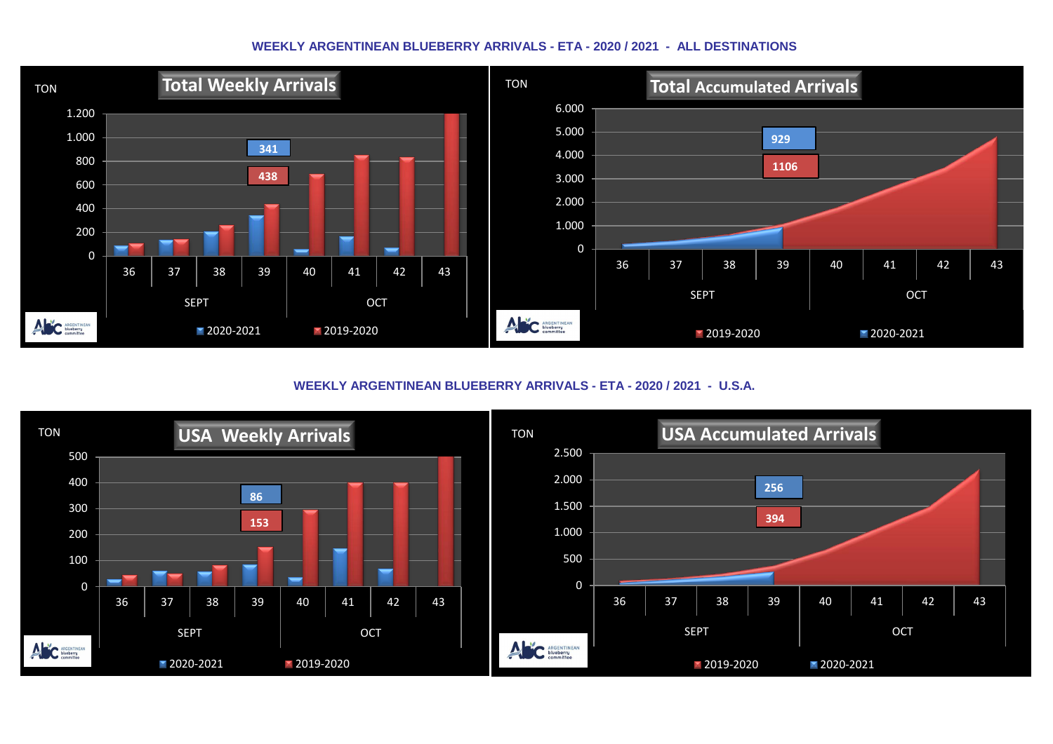## WEEKLY ARGENTINEAN BLUEBERRY ARRIVALS - ETA - 2020 / 2021 - ALL DESTINATIONS

**Total Weekly Arrivals**

TON

1.200
1.000
800
600
400
200
0

341
438

36 37 38 39 40 41 42 43

SEPT OCT

2020-2021 2019-2020

**Total Accumulated Arrivals**

TON

6.000
5.000
4.000
3.000
2.000
1.000
0

929
1106

36 37 38 39 40 41 42 43

SEPT OCT

2019-2020 2020-2021

## WEEKLY ARGENTINEAN BLUEBERRY ARRIVALS - ETA - 2020 / 2021 - U.S.A.

**USA Weekly Arrivals**

TON

500
400
300
200
100
0

86
153

36 37 38 39 40 41 42 43

SEPT OCT

2020-2021 2019-2020

**USA Accumulated Arrivals**

TON

2.500
2.000
1.500
1.000
500
0

256
394

36 37 38 39 40 41 42 43

SEPT OCT

2019-2020 2020-2021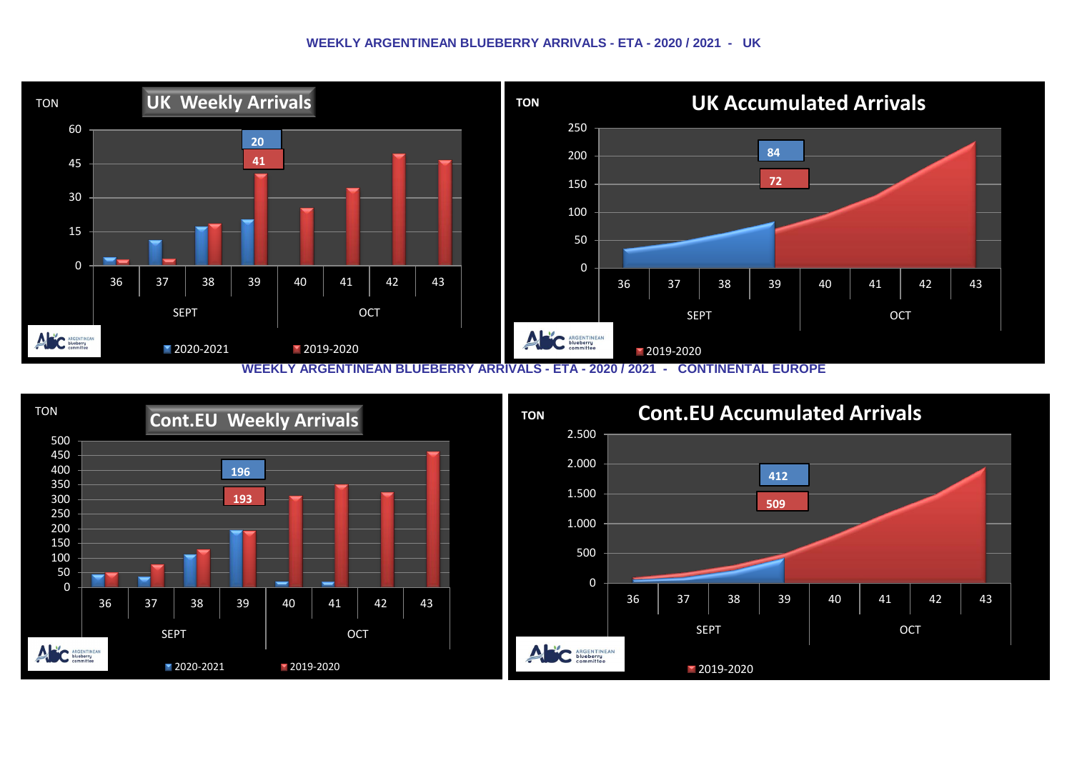# WEEKLY ARGENTINEAN BLUEBERRY ARRIVALS - ETA - 2020 / 2021 - UK

**UK Weekly Arrivals**

TON

| | 36 | 37 | 38 | 39 | 40 | 41 | 42 | 43 |
|---|---|---|---|---|---|---|---|---|
| | SEPT | | | | OCT | | | |

2020-2021: 20

2019-2020: 41

**UK Accumulated Arrivals**

TON

2020-2021: 84

2019-2020: 72

| | 36 | 37 | 38 | 39 | 40 | 41 | 42 | 43 |
|---|---|---|---|---|---|---|---|---|
| | SEPT | | | | OCT | | | |

# WEEKLY ARGENTINEAN BLUEBERRY ARRIVALS - ETA - 2020 / 2021 - CONTINENTAL EUROPE

**Cont.EU Weekly Arrivals**

TON

2020-2021: 196

2019-2020: 193

| | 36 | 37 | 38 | 39 | 40 | 41 | 42 | 43 |
|---|---|---|---|---|---|---|---|---|
| | SEPT | | | | OCT | | | |

**Cont.EU Accumulated Arrivals**

TON

2020-2021: 412

2019-2020: 509

| | 36 | 37 | 38 | 39 | 40 | 41 | 42 | 43 |
|---|---|---|---|---|---|---|---|---|
| | SEPT | | | | OCT | | | |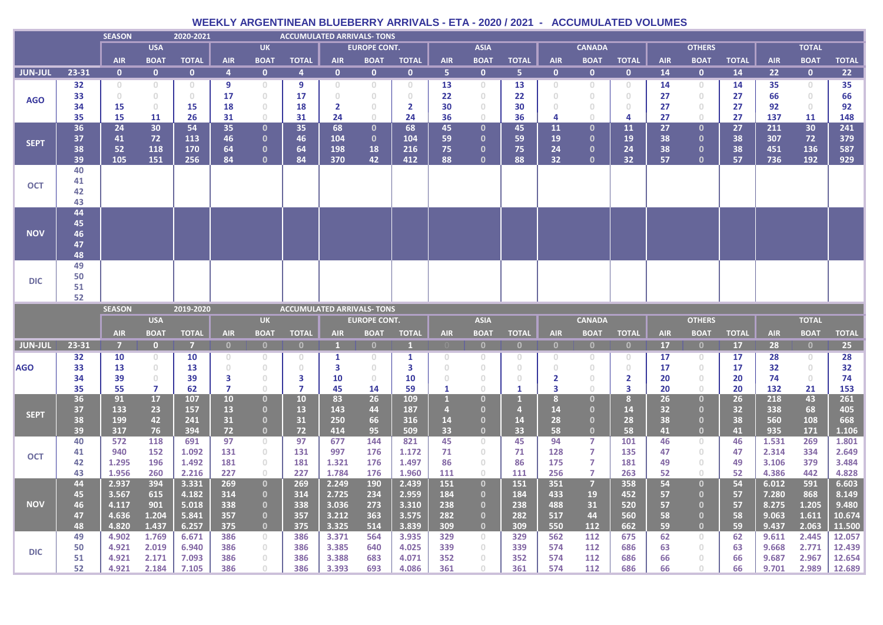# WEEKLY ARGENTINEAN BLUEBERRY ARRIVALS - ETA - 2020 / 2021 - ACCUMULATED VOLUMES

| | | USA | | | UK | | | EUROPE CONT. | | | ASIA | | | CANADA | | | OTHERS | | | TOTAL | | |
|---|---|---|---|---|---|---|---|---|---|---|---|---|---|---|---|---|---|---|---|---|---|---|
| SEASON 2020-2021 ACCUMULATED ARRIVALS- TONS | | AIR | BOAT | TOTAL | AIR | BOAT | TOTAL | AIR | BOAT | TOTAL | AIR | BOAT | TOTAL | AIR | BOAT | TOTAL | AIR | BOAT | TOTAL | AIR | BOAT | TOTAL |
| JUN-JUL | 23-31 | 0 | 0 | 0 | 4 | 0 | 4 | 0 | 0 | 0 | 5 | 0 | 5 | 0 | 0 | 0 | 14 | 0 | 14 | 22 | 0 | 22 |
| AGO | 32 | 0 | 0 | 0 | 9 | 0 | 9 | 0 | 0 | 0 | 13 | 0 | 13 | 0 | 0 | 0 | 14 | 0 | 14 | 35 | 0 | 35 |
| | 33 | 0 | 0 | 0 | 17 | 0 | 17 | 0 | 0 | 0 | 22 | 0 | 22 | 0 | 0 | 0 | 27 | 0 | 27 | 66 | 0 | 66 |
| | 34 | 15 | 0 | 15 | 18 | 0 | 18 | 2 | 0 | 2 | 30 | 0 | 30 | 0 | 0 | 0 | 27 | 0 | 27 | 92 | 0 | 92 |
| | 35 | 15 | 11 | 26 | 31 | 0 | 31 | 24 | 0 | 24 | 36 | 0 | 36 | 4 | 0 | 4 | 27 | 0 | 27 | 137 | 11 | 148 |
| SEPT | 36 | 24 | 30 | 54 | 35 | 0 | 35 | 68 | 0 | 68 | 45 | 0 | 45 | 11 | 0 | 11 | 27 | 0 | 27 | 211 | 30 | 241 |
| | 37 | 41 | 72 | 113 | 46 | 0 | 46 | 104 | 0 | 104 | 59 | 0 | 59 | 19 | 0 | 19 | 38 | 0 | 38 | 307 | 72 | 379 |
| | 38 | 52 | 118 | 170 | 64 | 0 | 64 | 198 | 18 | 216 | 75 | 0 | 75 | 24 | 0 | 24 | 38 | 0 | 38 | 451 | 136 | 587 |
| | 39 | 105 | 151 | 256 | 84 | 0 | 84 | 370 | 42 | 412 | 88 | 0 | 88 | 32 | 0 | 32 | 57 | 0 | 57 | 736 | 192 | 929 |
| OCT | 40 | | | | | | | | | | | | | | | | | | | | | |
| | 41 | | | | | | | | | | | | | | | | | | | | | |
| | 42 | | | | | | | | | | | | | | | | | | | | | |
| | 43 | | | | | | | | | | | | | | | | | | | | | |
| NOV | 44 | | | | | | | | | | | | | | | | | | | | | |
| | 45 | | | | | | | | | | | | | | | | | | | | | |
| | 46 | | | | | | | | | | | | | | | | | | | | | |
| | 47 | | | | | | | | | | | | | | | | | | | | | |
| | 48 | | | | | | | | | | | | | | | | | | | | | |
| DIC | 49 | | | | | | | | | | | | | | | | | | | | | |
| | 50 | | | | | | | | | | | | | | | | | | | | | |
| | 51 | | | | | | | | | | | | | | | | | | | | | |
| | 52 | | | | | | | | | | | | | | | | | | | | | |

| | | USA | | | UK | | | EUROPE CONT. | | | ASIA | | | CANADA | | | OTHERS | | | TOTAL | | |
|---|---|---|---|---|---|---|---|---|---|---|---|---|---|---|---|---|---|---|---|---|---|---|
| SEASON 2019-2020 ACCUMULATED ARRIVALS- TONS | | AIR | BOAT | TOTAL | AIR | BOAT | TOTAL | AIR | BOAT | TOTAL | AIR | BOAT | TOTAL | AIR | BOAT | TOTAL | AIR | BOAT | TOTAL | AIR | BOAT | TOTAL |
| JUN-JUL | 23-31 | 7 | 0 | 7 | 0 | 0 | 0 | 1 | 0 | 1 | 0 | 0 | 0 | 0 | 0 | 0 | 17 | 0 | 17 | 28 | 0 | 25 |
| AGO | 32 | 10 | 0 | 10 | 0 | 0 | 0 | 1 | 0 | 1 | 0 | 0 | 0 | 0 | 0 | 0 | 17 | 0 | 17 | 28 | 0 | 28 |
| | 33 | 13 | 0 | 13 | 0 | 0 | 0 | 3 | 0 | 3 | 0 | 0 | 0 | 0 | 0 | 0 | 17 | 0 | 17 | 32 | 0 | 32 |
| | 34 | 39 | 0 | 39 | 3 | 0 | 3 | 10 | 0 | 10 | 0 | 0 | 0 | 2 | 0 | 2 | 20 | 0 | 20 | 74 | 0 | 74 |
| | 35 | 55 | 7 | 62 | 7 | 0 | 7 | 45 | 14 | 59 | 1 | 0 | 1 | 3 | 0 | 3 | 20 | 0 | 20 | 132 | 21 | 153 |
| SEPT | 36 | 91 | 17 | 107 | 10 | 0 | 10 | 83 | 26 | 109 | 1 | 0 | 1 | 8 | 0 | 8 | 26 | 0 | 26 | 218 | 43 | 261 |
| | 37 | 133 | 23 | 157 | 13 | 0 | 13 | 143 | 44 | 187 | 4 | 0 | 4 | 14 | 0 | 14 | 32 | 0 | 32 | 338 | 68 | 405 |
| | 38 | 199 | 42 | 241 | 31 | 0 | 31 | 250 | 66 | 316 | 14 | 0 | 14 | 28 | 0 | 28 | 38 | 0 | 38 | 560 | 108 | 668 |
| | 39 | 317 | 76 | 394 | 72 | 0 | 72 | 414 | 95 | 509 | 33 | 0 | 33 | 58 | 0 | 58 | 41 | 0 | 41 | 935 | 171 | 1.106 |
| OCT | 40 | 572 | 118 | 691 | 97 | 0 | 97 | 677 | 144 | 821 | 45 | 0 | 45 | 94 | 7 | 101 | 46 | 0 | 46 | 1.531 | 269 | 1.801 |
| | 41 | 940 | 152 | 1.092 | 131 | 0 | 131 | 997 | 176 | 1.172 | 71 | 0 | 71 | 128 | 7 | 135 | 47 | 0 | 47 | 2.314 | 334 | 2.649 |
| | 42 | 1.295 | 196 | 1.492 | 181 | 0 | 181 | 1.321 | 176 | 1.497 | 86 | 0 | 86 | 175 | 7 | 181 | 49 | 0 | 49 | 3.106 | 379 | 3.484 |
| | 43 | 1.956 | 260 | 2.216 | 227 | 0 | 227 | 1.784 | 176 | 1.960 | 111 | 0 | 111 | 256 | 7 | 263 | 52 | 0 | 52 | 4.386 | 442 | 4.828 |
| NOV | 44 | 2.937 | 394 | 3.331 | 269 | 0 | 269 | 2.249 | 190 | 2.439 | 151 | 0 | 151 | 351 | 7 | 358 | 54 | 0 | 54 | 6.012 | 591 | 6.603 |
| | 45 | 3.567 | 615 | 4.182 | 314 | 0 | 314 | 2.725 | 234 | 2.959 | 184 | 0 | 184 | 433 | 19 | 452 | 57 | 0 | 57 | 7.280 | 868 | 8.149 |
| | 46 | 4.117 | 901 | 5.018 | 338 | 0 | 338 | 3.036 | 273 | 3.310 | 238 | 0 | 238 | 488 | 31 | 520 | 57 | 0 | 57 | 8.275 | 1.205 | 9.480 |
| | 47 | 4.636 | 1.204 | 5.841 | 357 | 0 | 357 | 3.212 | 363 | 3.575 | 282 | 0 | 282 | 517 | 44 | 560 | 58 | 0 | 58 | 9.063 | 1.611 | 10.674 |
| | 48 | 4.820 | 1.437 | 6.257 | 375 | 0 | 375 | 3.325 | 514 | 3.839 | 309 | 0 | 309 | 550 | 112 | 662 | 59 | 0 | 59 | 9.437 | 2.063 | 11.500 |
| DIC | 49 | 4.902 | 1.769 | 6.671 | 386 | 0 | 386 | 3.371 | 564 | 3.935 | 329 | 0 | 329 | 562 | 112 | 675 | 62 | 0 | 62 | 9.611 | 2.445 | 12.057 |
| | 50 | 4.921 | 2.019 | 6.940 | 386 | 0 | 386 | 3.385 | 640 | 4.025 | 339 | 0 | 339 | 574 | 112 | 686 | 63 | 0 | 63 | 9.668 | 2.771 | 12.439 |
| | 51 | 4.921 | 2.171 | 7.093 | 386 | 0 | 386 | 3.388 | 683 | 4.071 | 352 | 0 | 352 | 574 | 112 | 686 | 66 | 0 | 66 | 9.687 | 2.967 | 12.654 |
| | 52 | 4.921 | 2.184 | 7.105 | 386 | 0 | 386 | 3.393 | 693 | 4.086 | 361 | 0 | 361 | 574 | 112 | 686 | 66 | 0 | 66 | 9.701 | 2.989 | 12.689 |